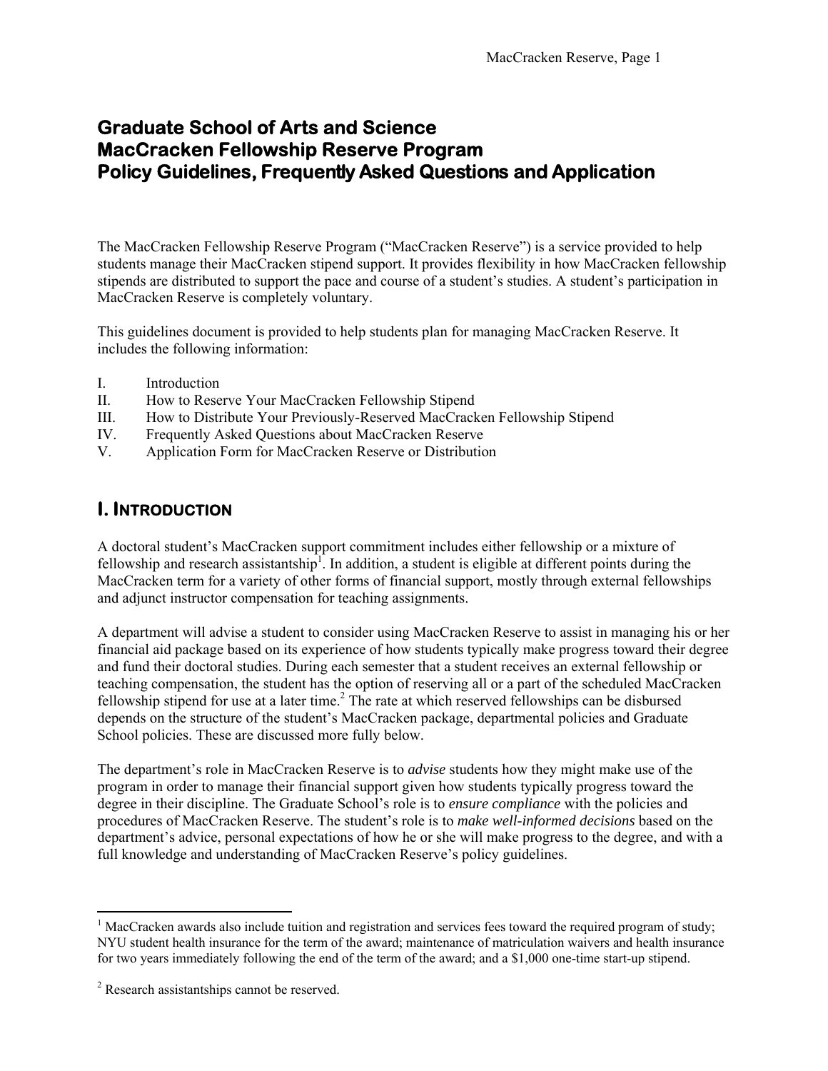# Graduate School of Arts and Science
# MacCracken Fellowship Reserve Program
# Policy Guidelines, Frequently Asked Questions and Application

The MacCracken Fellowship Reserve Program ("MacCracken Reserve") is a service provided to help students manage their MacCracken stipend support. It provides flexibility in how MacCracken fellowship stipends are distributed to support the pace and course of a student's studies. A student's participation in MacCracken Reserve is completely voluntary.

This guidelines document is provided to help students plan for managing MacCracken Reserve. It includes the following information:

I. Introduction
II. How to Reserve Your MacCracken Fellowship Stipend
III. How to Distribute Your Previously-Reserved MacCracken Fellowship Stipend
IV. Frequently Asked Questions about MacCracken Reserve
V. Application Form for MacCracken Reserve or Distribution

## I. Introduction

A doctoral student's MacCracken support commitment includes either fellowship or a mixture of fellowship and research assistantship[1]. In addition, a student is eligible at different points during the MacCracken term for a variety of other forms of financial support, mostly through external fellowships and adjunct instructor compensation for teaching assignments.

A department will advise a student to consider using MacCracken Reserve to assist in managing his or her financial aid package based on its experience of how students typically make progress toward their degree and fund their doctoral studies. During each semester that a student receives an external fellowship or teaching compensation, the student has the option of reserving all or a part of the scheduled MacCracken fellowship stipend for use at a later time.[2] The rate at which reserved fellowships can be disbursed depends on the structure of the student's MacCracken package, departmental policies and Graduate School policies. These are discussed more fully below.

The department's role in MacCracken Reserve is to *advise* students how they might make use of the program in order to manage their financial support given how students typically progress toward the degree in their discipline. The Graduate School's role is to *ensure compliance* with the policies and procedures of MacCracken Reserve. The student's role is to *make well-informed decisions* based on the department's advice, personal expectations of how he or she will make progress to the degree, and with a full knowledge and understanding of MacCracken Reserve's policy guidelines.

---

[1] MacCracken awards also include tuition and registration and services fees toward the required program of study; NYU student health insurance for the term of the award; maintenance of matriculation waivers and health insurance for two years immediately following the end of the term of the award; and a $1,000 one-time start-up stipend.

[2] Research assistantships cannot be reserved.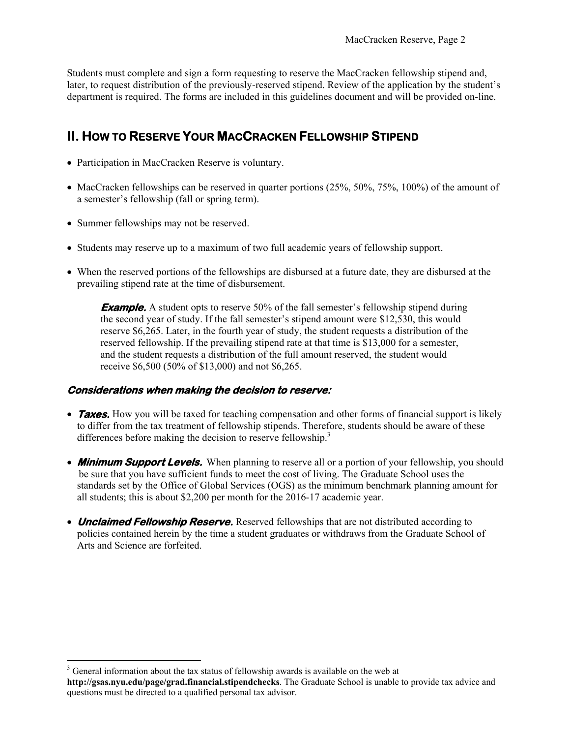Students must complete and sign a form requesting to reserve the MacCracken fellowship stipend and, later, to request distribution of the previously-reserved stipend. Review of the application by the student's department is required. The forms are included in this guidelines document and will be provided on-line.

## II. How to Reserve Your MacCracken Fellowship Stipend

- Participation in MacCracken Reserve is voluntary.
- MacCracken fellowships can be reserved in quarter portions (25%, 50%, 75%, 100%) of the amount of a semester's fellowship (fall or spring term).
- Summer fellowships may not be reserved.
- Students may reserve up to a maximum of two full academic years of fellowship support.
- When the reserved portions of the fellowships are disbursed at a future date, they are disbursed at the prevailing stipend rate at the time of disbursement.

> ***Example.*** A student opts to reserve 50% of the fall semester's fellowship stipend during the second year of study. If the fall semester's stipend amount were $12,530, this would reserve $6,265. Later, in the fourth year of study, the student requests a distribution of the reserved fellowship. If the prevailing stipend rate at that time is $13,000 for a semester, and the student requests a distribution of the full amount reserved, the student would receive $6,500 (50% of $13,000) and not $6,265.

### *Considerations when making the decision to reserve:*

- ***Taxes.*** How you will be taxed for teaching compensation and other forms of financial support is likely to differ from the tax treatment of fellowship stipends. Therefore, students should be aware of these differences before making the decision to reserve fellowship.[3]
- ***Minimum Support Levels.*** When planning to reserve all or a portion of your fellowship, you should be sure that you have sufficient funds to meet the cost of living. The Graduate School uses the standards set by the Office of Global Services (OGS) as the minimum benchmark planning amount for all students; this is about $2,200 per month for the 2016-17 academic year.
- ***Unclaimed Fellowship Reserve.*** Reserved fellowships that are not distributed according to policies contained herein by the time a student graduates or withdraws from the Graduate School of Arts and Science are forfeited.

---

[3] General information about the tax status of fellowship awards is available on the web at **http://gsas.nyu.edu/page/grad.financial.stipendchecks**. The Graduate School is unable to provide tax advice and questions must be directed to a qualified personal tax advisor.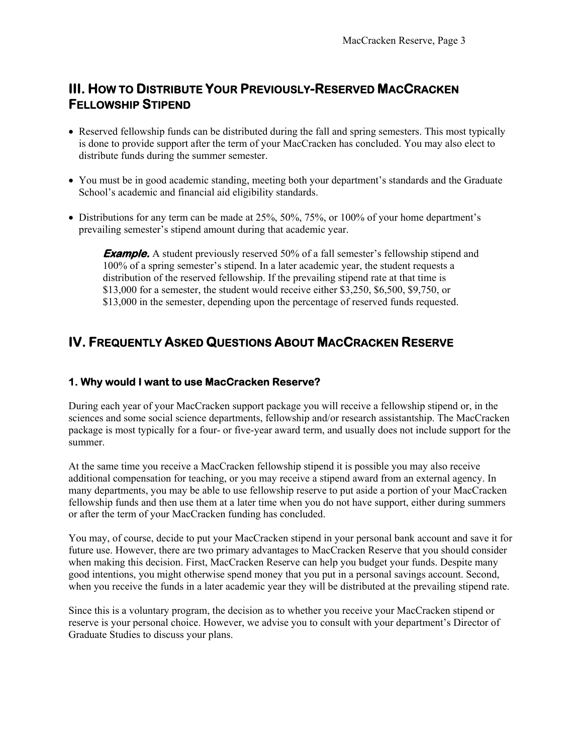## III. How to Distribute Your Previously-Reserved MacCracken Fellowship Stipend

- Reserved fellowship funds can be distributed during the fall and spring semesters. This most typically is done to provide support after the term of your MacCracken has concluded. You may also elect to distribute funds during the summer semester.
- You must be in good academic standing, meeting both your department's standards and the Graduate School's academic and financial aid eligibility standards.
- Distributions for any term can be made at 25%, 50%, 75%, or 100% of your home department's prevailing semester's stipend amount during that academic year.

> ***Example.*** A student previously reserved 50% of a fall semester's fellowship stipend and 100% of a spring semester's stipend. In a later academic year, the student requests a distribution of the reserved fellowship. If the prevailing stipend rate at that time is $13,000 for a semester, the student would receive either $3,250, $6,500, $9,750, or $13,000 in the semester, depending upon the percentage of reserved funds requested.

## IV. Frequently Asked Questions About MacCracken Reserve

### 1. Why would I want to use MacCracken Reserve?

During each year of your MacCracken support package you will receive a fellowship stipend or, in the sciences and some social science departments, fellowship and/or research assistantship. The MacCracken package is most typically for a four- or five-year award term, and usually does not include support for the summer.

At the same time you receive a MacCracken fellowship stipend it is possible you may also receive additional compensation for teaching, or you may receive a stipend award from an external agency. In many departments, you may be able to use fellowship reserve to put aside a portion of your MacCracken fellowship funds and then use them at a later time when you do not have support, either during summers or after the term of your MacCracken funding has concluded.

You may, of course, decide to put your MacCracken stipend in your personal bank account and save it for future use. However, there are two primary advantages to MacCracken Reserve that you should consider when making this decision. First, MacCracken Reserve can help you budget your funds. Despite many good intentions, you might otherwise spend money that you put in a personal savings account. Second, when you receive the funds in a later academic year they will be distributed at the prevailing stipend rate.

Since this is a voluntary program, the decision as to whether you receive your MacCracken stipend or reserve is your personal choice. However, we advise you to consult with your department's Director of Graduate Studies to discuss your plans.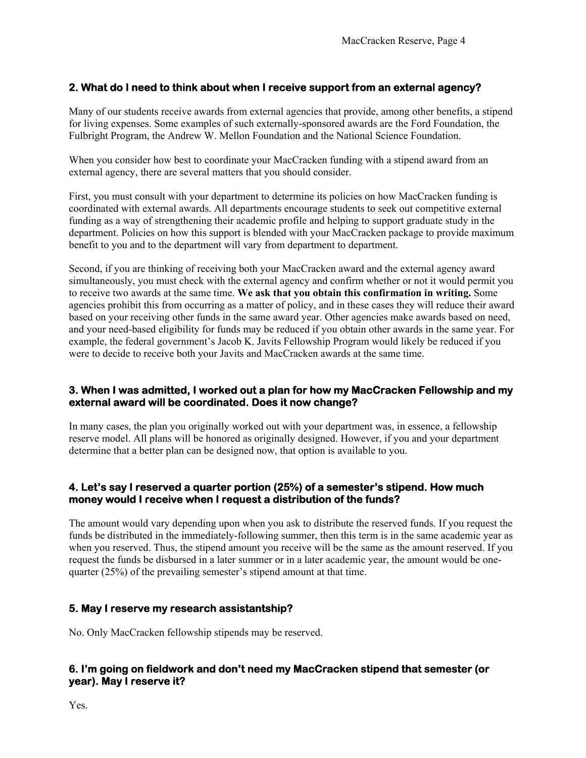### 2. What do I need to think about when I receive support from an external agency?

Many of our students receive awards from external agencies that provide, among other benefits, a stipend for living expenses. Some examples of such externally-sponsored awards are the Ford Foundation, the Fulbright Program, the Andrew W. Mellon Foundation and the National Science Foundation.

When you consider how best to coordinate your MacCracken funding with a stipend award from an external agency, there are several matters that you should consider.

First, you must consult with your department to determine its policies on how MacCracken funding is coordinated with external awards. All departments encourage students to seek out competitive external funding as a way of strengthening their academic profile and helping to support graduate study in the department. Policies on how this support is blended with your MacCracken package to provide maximum benefit to you and to the department will vary from department to department.

Second, if you are thinking of receiving both your MacCracken award and the external agency award simultaneously, you must check with the external agency and confirm whether or not it would permit you to receive two awards at the same time. **We ask that you obtain this confirmation in writing.** Some agencies prohibit this from occurring as a matter of policy, and in these cases they will reduce their award based on your receiving other funds in the same award year. Other agencies make awards based on need, and your need-based eligibility for funds may be reduced if you obtain other awards in the same year. For example, the federal government's Jacob K. Javits Fellowship Program would likely be reduced if you were to decide to receive both your Javits and MacCracken awards at the same time.

### 3. When I was admitted, I worked out a plan for how my MacCracken Fellowship and my external award will be coordinated. Does it now change?

In many cases, the plan you originally worked out with your department was, in essence, a fellowship reserve model. All plans will be honored as originally designed. However, if you and your department determine that a better plan can be designed now, that option is available to you.

### 4. Let's say I reserved a quarter portion (25%) of a semester's stipend. How much money would I receive when I request a distribution of the funds?

The amount would vary depending upon when you ask to distribute the reserved funds. If you request the funds be distributed in the immediately-following summer, then this term is in the same academic year as when you reserved. Thus, the stipend amount you receive will be the same as the amount reserved. If you request the funds be disbursed in a later summer or in a later academic year, the amount would be one-quarter (25%) of the prevailing semester's stipend amount at that time.

### 5. May I reserve my research assistantship?

No. Only MacCracken fellowship stipends may be reserved.

### 6. I'm going on fieldwork and don't need my MacCracken stipend that semester (or year). May I reserve it?

Yes.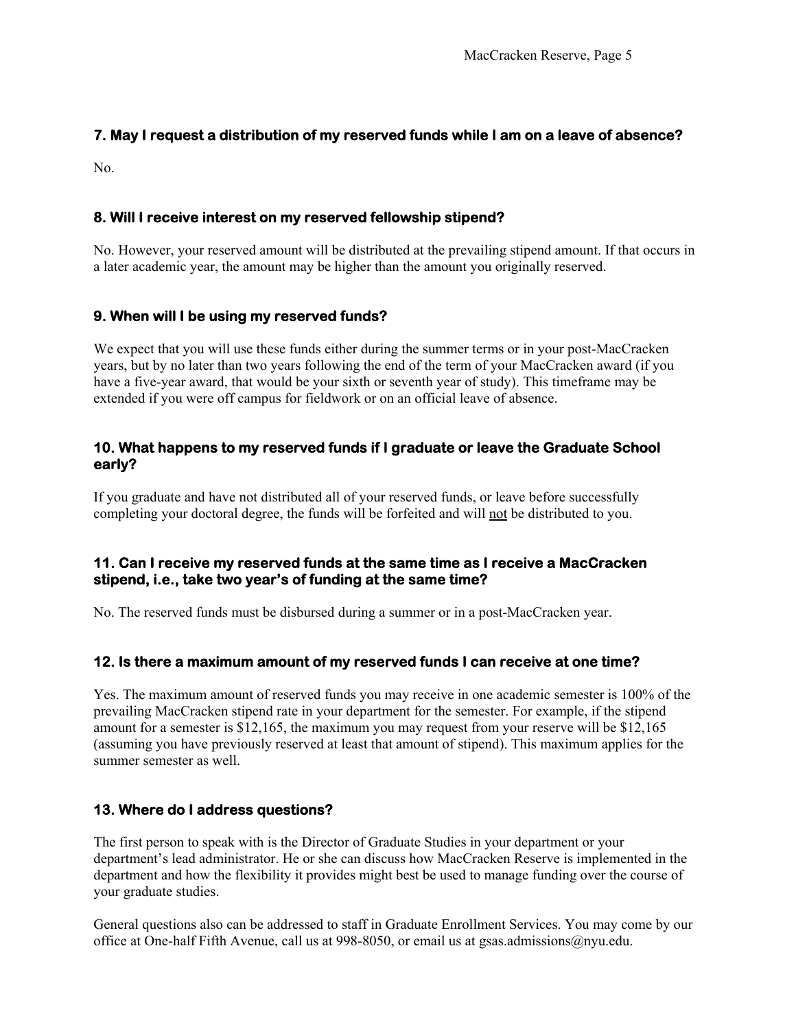### 7. May I request a distribution of my reserved funds while I am on a leave of absence?

No.

### 8. Will I receive interest on my reserved fellowship stipend?

No. However, your reserved amount will be distributed at the prevailing stipend amount. If that occurs in a later academic year, the amount may be higher than the amount you originally reserved.

### 9. When will I be using my reserved funds?

We expect that you will use these funds either during the summer terms or in your post-MacCracken years, but by no later than two years following the end of the term of your MacCracken award (if you have a five-year award, that would be your sixth or seventh year of study). This timeframe may be extended if you were off campus for fieldwork or on an official leave of absence.

### 10. What happens to my reserved funds if I graduate or leave the Graduate School early?

If you graduate and have not distributed all of your reserved funds, or leave before successfully completing your doctoral degree, the funds will be forfeited and will <u>not</u> be distributed to you.

### 11. Can I receive my reserved funds at the same time as I receive a MacCracken stipend, i.e., take two year's of funding at the same time?

No. The reserved funds must be disbursed during a summer or in a post-MacCracken year.

### 12. Is there a maximum amount of my reserved funds I can receive at one time?

Yes. The maximum amount of reserved funds you may receive in one academic semester is 100% of the prevailing MacCracken stipend rate in your department for the semester. For example, if the stipend amount for a semester is $12,165, the maximum you may request from your reserve will be $12,165 (assuming you have previously reserved at least that amount of stipend). This maximum applies for the summer semester as well.

### 13. Where do I address questions?

The first person to speak with is the Director of Graduate Studies in your department or your department's lead administrator. He or she can discuss how MacCracken Reserve is implemented in the department and how the flexibility it provides might best be used to manage funding over the course of your graduate studies.

General questions also can be addressed to staff in Graduate Enrollment Services. You may come by our office at One-half Fifth Avenue, call us at 998-8050, or email us at gsas.admissions@nyu.edu.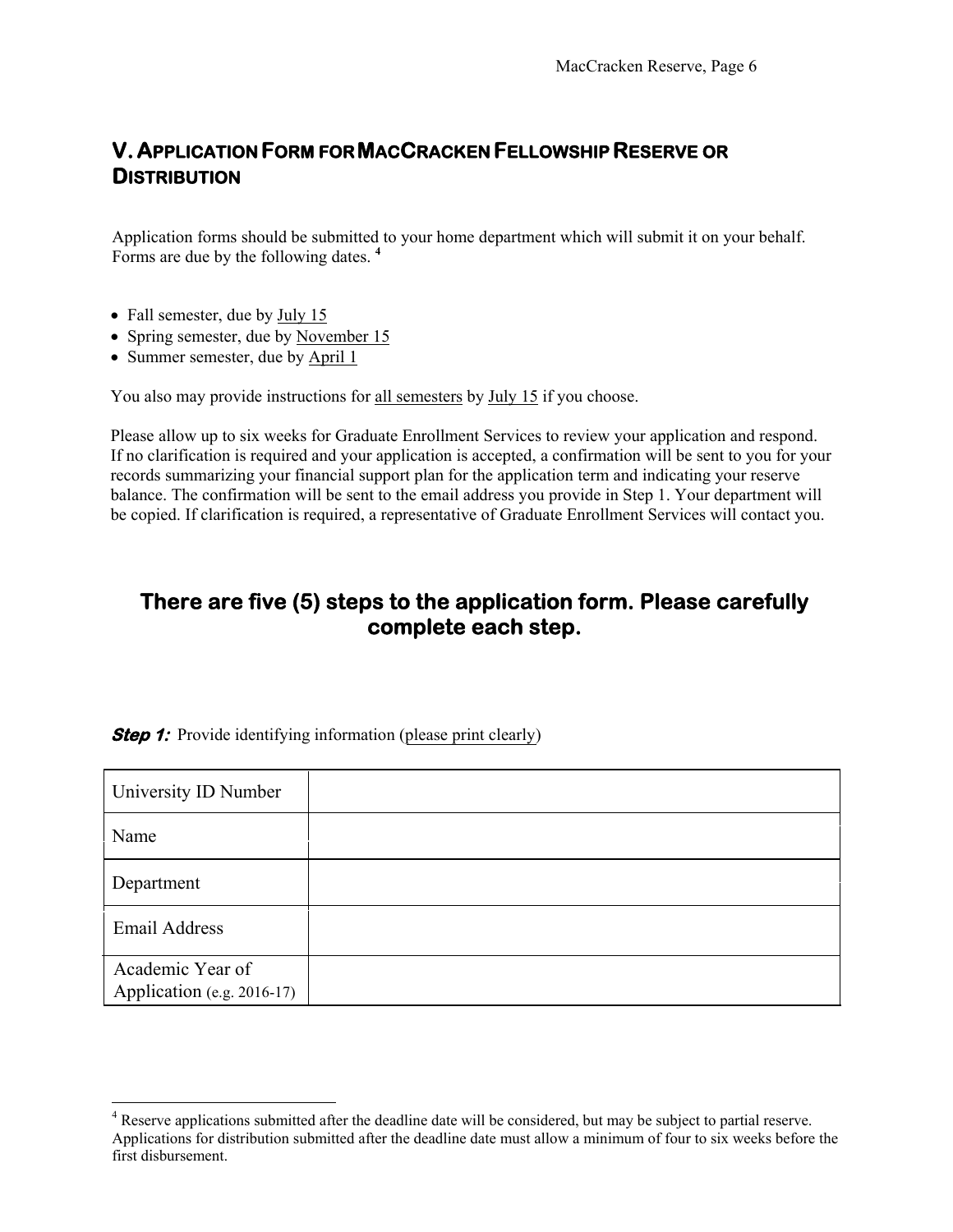## V. Application Form for MacCracken Fellowship Reserve or Distribution

Application forms should be submitted to your home department which will submit it on your behalf. Forms are due by the following dates. [4]

- Fall semester, due by July 15
- Spring semester, due by November 15
- Summer semester, due by April 1

You also may provide instructions for all semesters by July 15 if you choose.

Please allow up to six weeks for Graduate Enrollment Services to review your application and respond. If no clarification is required and your application is accepted, a confirmation will be sent to you for your records summarizing your financial support plan for the application term and indicating your reserve balance. The confirmation will be sent to the email address you provide in Step 1. Your department will be copied. If clarification is required, a representative of Graduate Enrollment Services will contact you.

### There are five (5) steps to the application form. Please carefully complete each step.

***Step 1:*** Provide identifying information (please print clearly)

| University ID Number | |
|---|---|
| Name | |
| Department | |
| Email Address | |
| Academic Year of Application (e.g. 2016-17) | |

[4] Reserve applications submitted after the deadline date will be considered, but may be subject to partial reserve. Applications for distribution submitted after the deadline date must allow a minimum of four to six weeks before the first disbursement.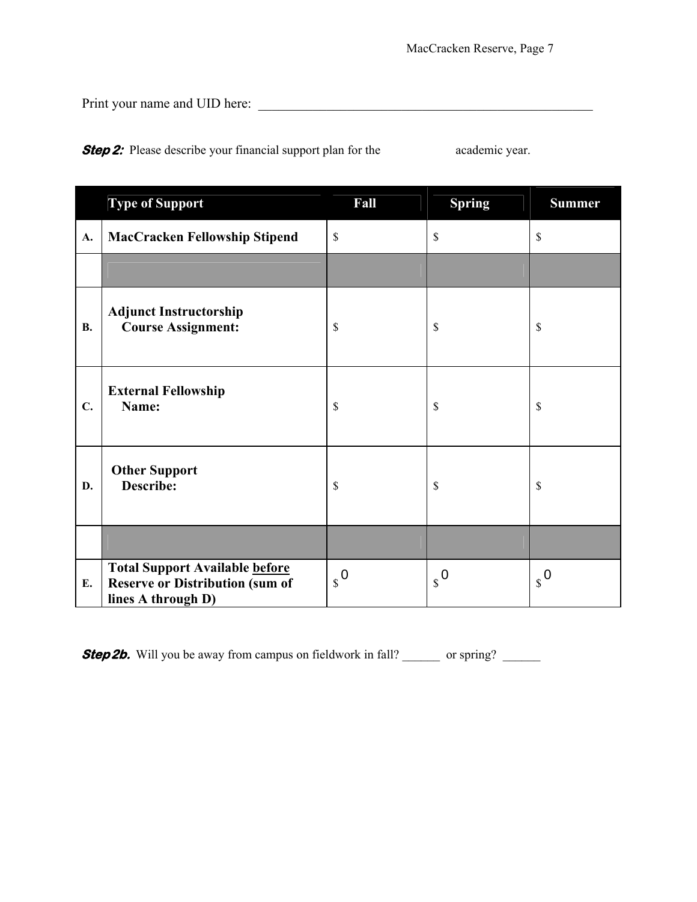Print your name and UID here: _______________________________________________________

***Step 2:*** Please describe your financial support plan for the academic year.

| | Type of Support | Fall | Spring | Summer |
|---|---|---|---|---|
| A. | **MacCracken Fellowship Stipend** | $ | $ | $ |
| | | | | |
| B. | **Adjunct Instructorship**<br>**Course Assignment:** | $ | $ | $ |
| C. | **External Fellowship**<br>**Name:** | $ | $ | $ |
| D. | **Other Support**<br>**Describe:** | $ | $ | $ |
| | | | | |
| E. | **Total Support Available before Reserve or Distribution (sum of lines A through D)** | $ 0 | $ 0 | $ 0 |

***Step 2b.*** Will you be away from campus on fieldwork in fall? ______ or spring? ______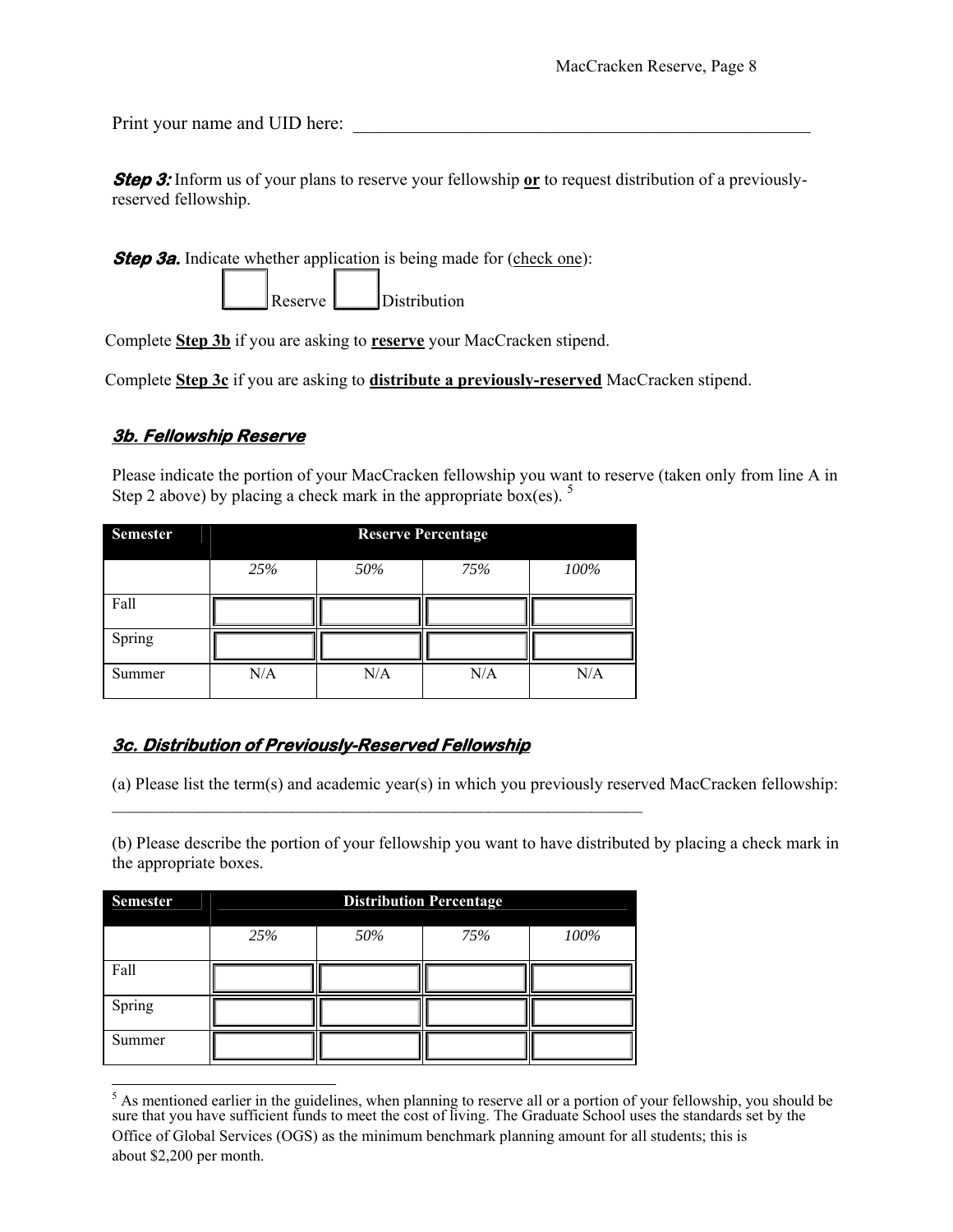Print your name and UID here: ______________________________________________________

***Step 3:*** Inform us of your plans to reserve your fellowship **or** to request distribution of a previously-reserved fellowship.

***Step 3a.*** Indicate whether application is being made for (check one):

☐ Reserve ☐ Distribution

Complete **Step 3b** if you are asking to **reserve** your MacCracken stipend.

Complete **Step 3c** if you are asking to **distribute a previously-reserved** MacCracken stipend.

### *3b. Fellowship Reserve*

Please indicate the portion of your MacCracken fellowship you want to reserve (taken only from line A in Step 2 above) by placing a check mark in the appropriate box(es). [5]

| Semester | Reserve Percentage | | | |
|---|---|---|---|---|
| | *25%* | *50%* | *75%* | *100%* |
| Fall | | | | |
| Spring | | | | |
| Summer | N/A | N/A | N/A | N/A |

### *3c. Distribution of Previously-Reserved Fellowship*

(a) Please list the term(s) and academic year(s) in which you previously reserved MacCracken fellowship:

______________________________________________________________

(b) Please describe the portion of your fellowship you want to have distributed by placing a check mark in the appropriate boxes.

| Semester | Distribution Percentage | | | |
|---|---|---|---|---|
| | *25%* | *50%* | *75%* | *100%* |
| Fall | | | | |
| Spring | | | | |
| Summer | | | | |

[5] As mentioned earlier in the guidelines, when planning to reserve all or a portion of your fellowship, you should be sure that you have sufficient funds to meet the cost of living. The Graduate School uses the standards set by the Office of Global Services (OGS) as the minimum benchmark planning amount for all students; this is about $2,200 per month.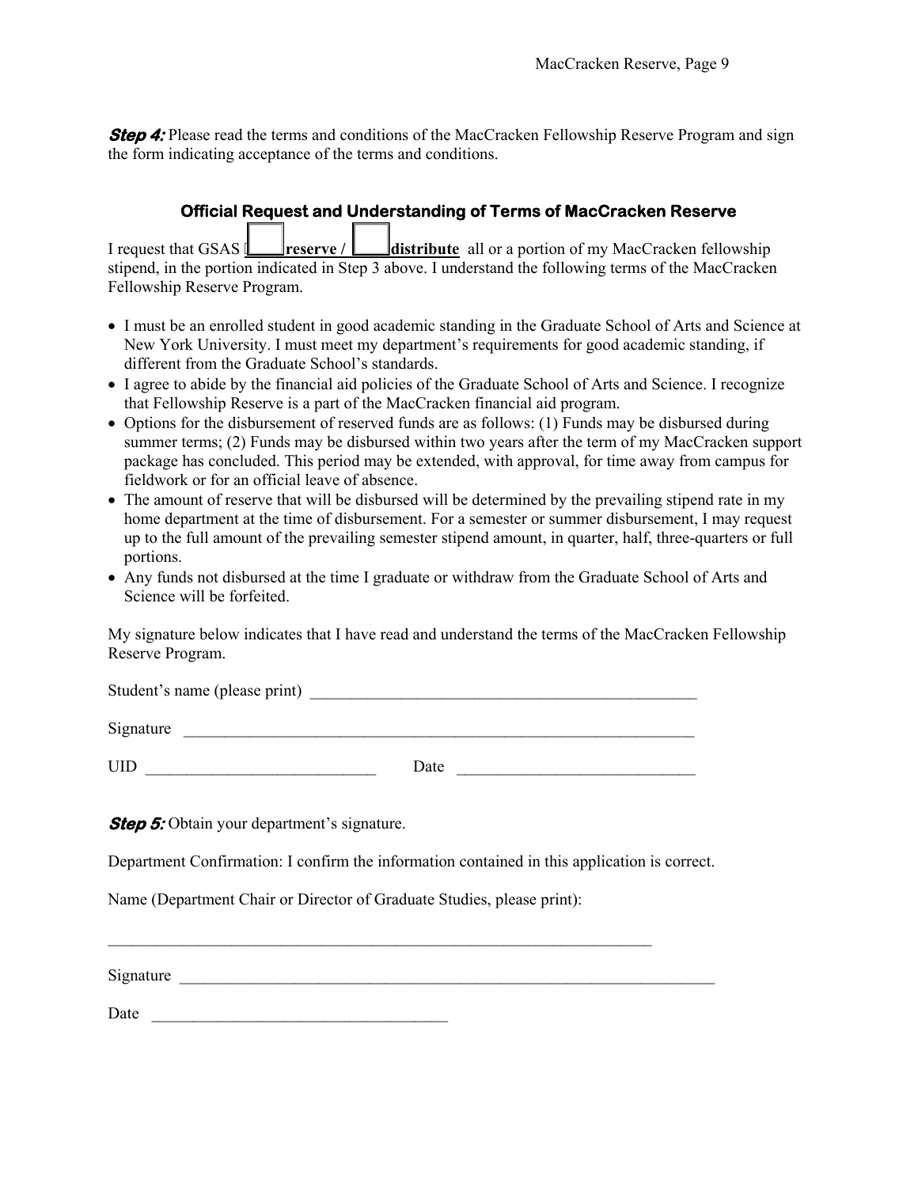***Step 4:*** Please read the terms and conditions of the MacCracken Fellowship Reserve Program and sign the form indicating acceptance of the terms and conditions.

### Official Request and Understanding of Terms of MacCracken Reserve

I request that GSAS ☐ **reserve /** ☐ **distribute** all or a portion of my MacCracken fellowship stipend, in the portion indicated in Step 3 above. I understand the following terms of the MacCracken Fellowship Reserve Program.

- I must be an enrolled student in good academic standing in the Graduate School of Arts and Science at New York University. I must meet my department's requirements for good academic standing, if different from the Graduate School's standards.
- I agree to abide by the financial aid policies of the Graduate School of Arts and Science. I recognize that Fellowship Reserve is a part of the MacCracken financial aid program.
- Options for the disbursement of reserved funds are as follows: (1) Funds may be disbursed during summer terms; (2) Funds may be disbursed within two years after the term of my MacCracken support package has concluded. This period may be extended, with approval, for time away from campus for fieldwork or for an official leave of absence.
- The amount of reserve that will be disbursed will be determined by the prevailing stipend rate in my home department at the time of disbursement. For a semester or summer disbursement, I may request up to the full amount of the prevailing semester stipend amount, in quarter, half, three-quarters or full portions.
- Any funds not disbursed at the time I graduate or withdraw from the Graduate School of Arts and Science will be forfeited.

My signature below indicates that I have read and understand the terms of the MacCracken Fellowship Reserve Program.

Student's name (please print) ________________________________________________

Signature ________________________________________________________________

UID ____________________________ Date ______________________________

***Step 5:*** Obtain your department's signature.

Department Confirmation: I confirm the information contained in this application is correct.

Name (Department Chair or Director of Graduate Studies, please print):

_____________________________________________________________________

Signature __________________________________________________________________

Date ____________________________________